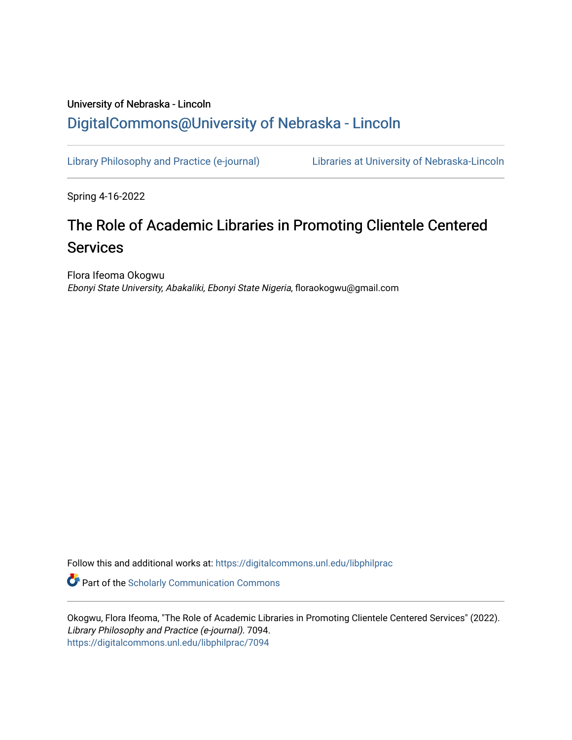University of Nebraska - Lincoln

## DigitalCommons@University of Nebraska - Lincoln

Library Philosophy and Practice (e-journal) | Libraries at University of Nebraska-Lincoln

Spring 4-16-2022

# The Role of Academic Libraries in Promoting Clientele Centered Services

Flora Ifeoma Okogwu

*Ebonyi State University, Abakaliki, Ebonyi State Nigeria*, floraokogwu@gmail.com

Follow this and additional works at: https://digitalcommons.unl.edu/libphilprac

Part of the Scholarly Communication Commons

Okogwu, Flora Ifeoma, "The Role of Academic Libraries in Promoting Clientele Centered Services" (2022). *Library Philosophy and Practice (e-journal)*. 7094.
https://digitalcommons.unl.edu/libphilprac/7094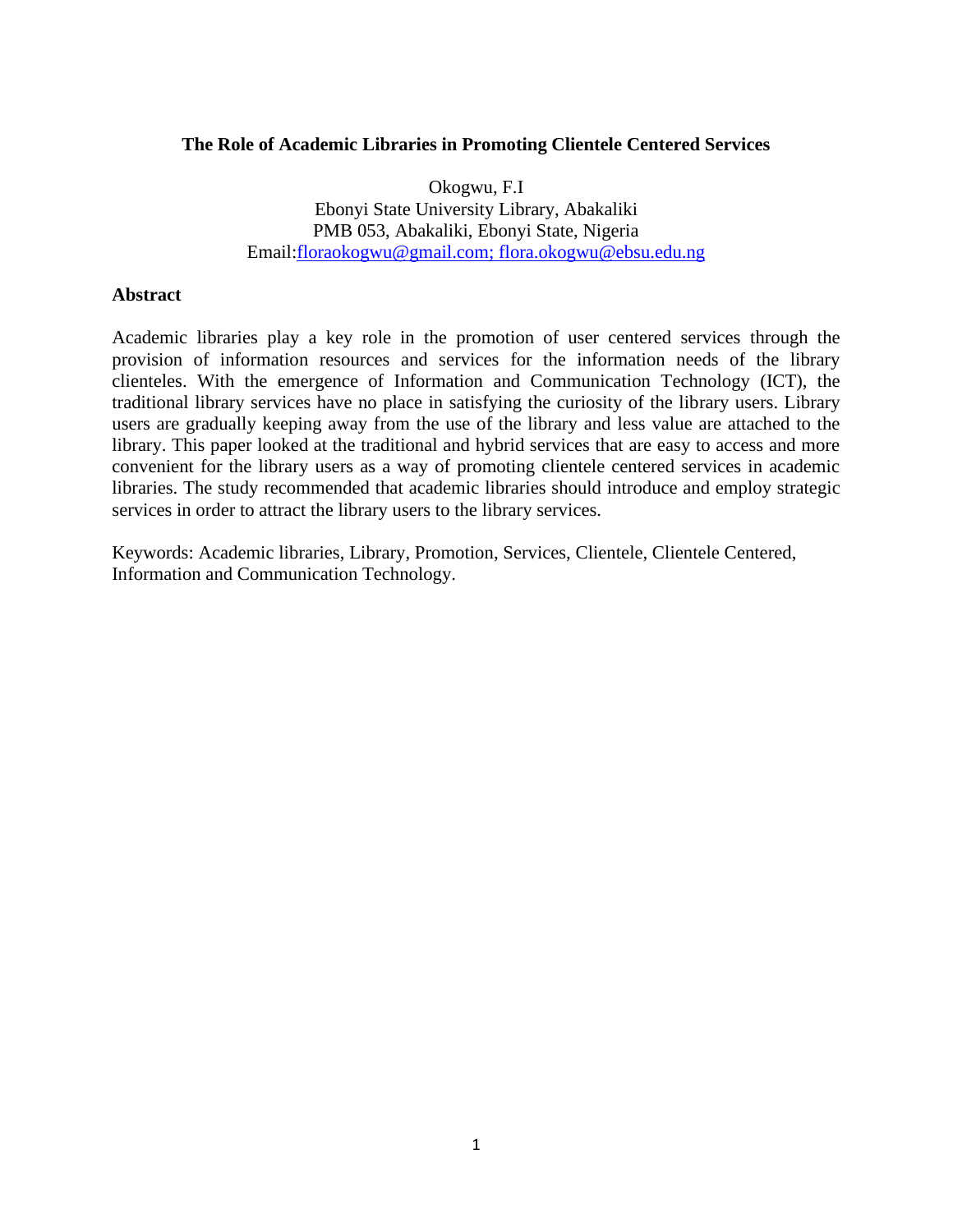**The Role of Academic Libraries in Promoting Clientele Centered Services**

Okogwu, F.I
Ebonyi State University Library, Abakaliki
PMB 053, Abakaliki, Ebonyi State, Nigeria
Email:floraokogwu@gmail.com; flora.okogwu@ebsu.edu.ng

## Abstract

Academic libraries play a key role in the promotion of user centered services through the provision of information resources and services for the information needs of the library clienteles. With the emergence of Information and Communication Technology (ICT), the traditional library services have no place in satisfying the curiosity of the library users. Library users are gradually keeping away from the use of the library and less value are attached to the library. This paper looked at the traditional and hybrid services that are easy to access and more convenient for the library users as a way of promoting clientele centered services in academic libraries. The study recommended that academic libraries should introduce and employ strategic services in order to attract the library users to the library services.

Keywords: Academic libraries, Library, Promotion, Services, Clientele, Clientele Centered, Information and Communication Technology.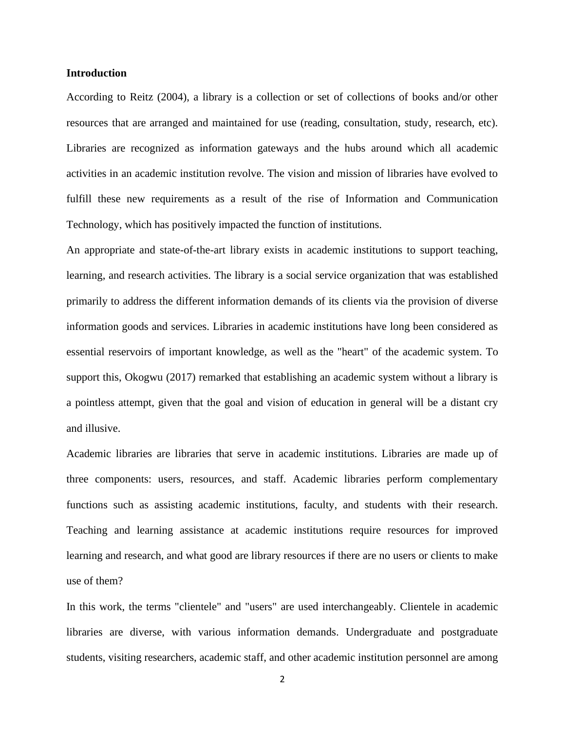**Introduction**

According to Reitz (2004), a library is a collection or set of collections of books and/or other resources that are arranged and maintained for use (reading, consultation, study, research, etc). Libraries are recognized as information gateways and the hubs around which all academic activities in an academic institution revolve. The vision and mission of libraries have evolved to fulfill these new requirements as a result of the rise of Information and Communication Technology, which has positively impacted the function of institutions.

An appropriate and state-of-the-art library exists in academic institutions to support teaching, learning, and research activities. The library is a social service organization that was established primarily to address the different information demands of its clients via the provision of diverse information goods and services. Libraries in academic institutions have long been considered as essential reservoirs of important knowledge, as well as the "heart" of the academic system. To support this, Okogwu (2017) remarked that establishing an academic system without a library is a pointless attempt, given that the goal and vision of education in general will be a distant cry and illusive.

Academic libraries are libraries that serve in academic institutions. Libraries are made up of three components: users, resources, and staff. Academic libraries perform complementary functions such as assisting academic institutions, faculty, and students with their research. Teaching and learning assistance at academic institutions require resources for improved learning and research, and what good are library resources if there are no users or clients to make use of them?

In this work, the terms "clientele" and "users" are used interchangeably. Clientele in academic libraries are diverse, with various information demands. Undergraduate and postgraduate students, visiting researchers, academic staff, and other academic institution personnel are among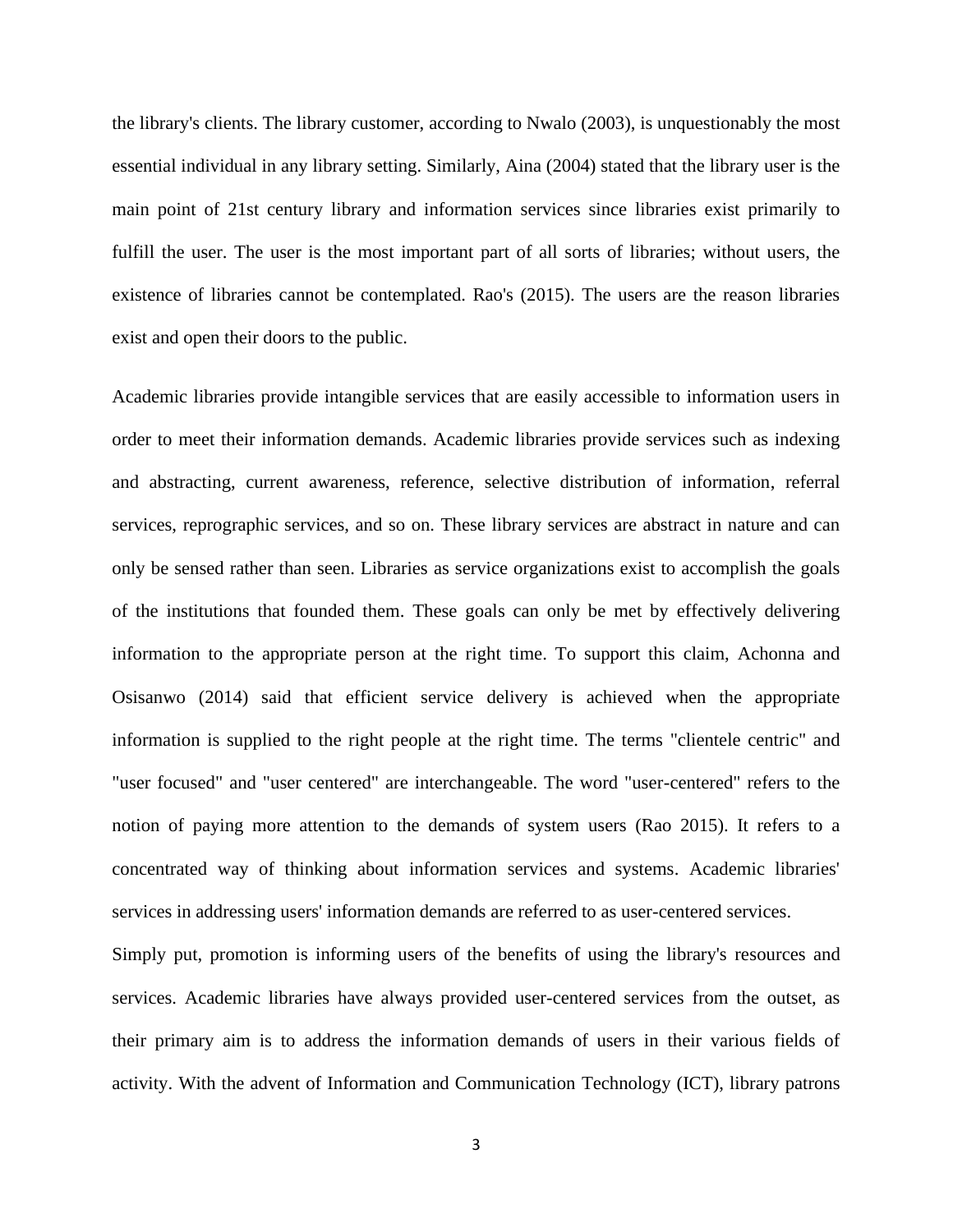the library's clients. The library customer, according to Nwalo (2003), is unquestionably the most essential individual in any library setting. Similarly, Aina (2004) stated that the library user is the main point of 21st century library and information services since libraries exist primarily to fulfill the user. The user is the most important part of all sorts of libraries; without users, the existence of libraries cannot be contemplated. Rao's (2015). The users are the reason libraries exist and open their doors to the public.

Academic libraries provide intangible services that are easily accessible to information users in order to meet their information demands. Academic libraries provide services such as indexing and abstracting, current awareness, reference, selective distribution of information, referral services, reprographic services, and so on. These library services are abstract in nature and can only be sensed rather than seen. Libraries as service organizations exist to accomplish the goals of the institutions that founded them. These goals can only be met by effectively delivering information to the appropriate person at the right time. To support this claim, Achonna and Osisanwo (2014) said that efficient service delivery is achieved when the appropriate information is supplied to the right people at the right time. The terms "clientele centric" and "user focused" and "user centered" are interchangeable. The word "user-centered" refers to the notion of paying more attention to the demands of system users (Rao 2015). It refers to a concentrated way of thinking about information services and systems. Academic libraries' services in addressing users' information demands are referred to as user-centered services.

Simply put, promotion is informing users of the benefits of using the library's resources and services. Academic libraries have always provided user-centered services from the outset, as their primary aim is to address the information demands of users in their various fields of activity. With the advent of Information and Communication Technology (ICT), library patrons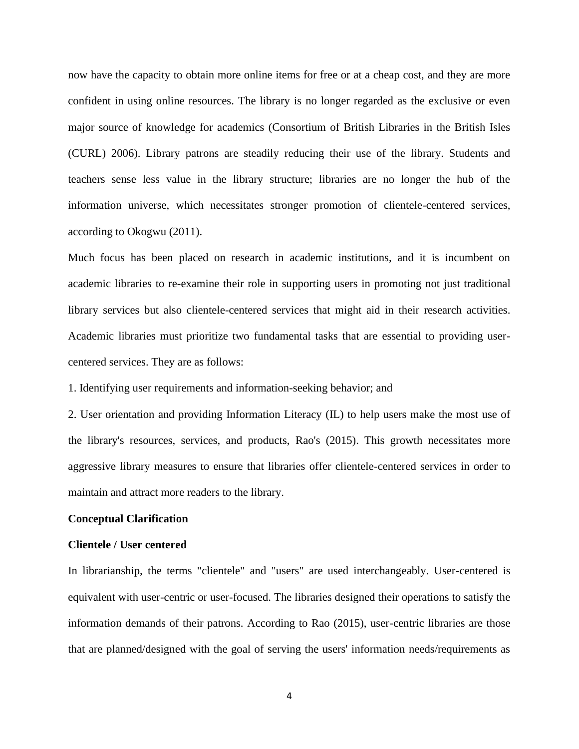now have the capacity to obtain more online items for free or at a cheap cost, and they are more confident in using online resources. The library is no longer regarded as the exclusive or even major source of knowledge for academics (Consortium of British Libraries in the British Isles (CURL) 2006). Library patrons are steadily reducing their use of the library. Students and teachers sense less value in the library structure; libraries are no longer the hub of the information universe, which necessitates stronger promotion of clientele-centered services, according to Okogwu (2011).

Much focus has been placed on research in academic institutions, and it is incumbent on academic libraries to re-examine their role in supporting users in promoting not just traditional library services but also clientele-centered services that might aid in their research activities. Academic libraries must prioritize two fundamental tasks that are essential to providing user-centered services. They are as follows:

1. Identifying user requirements and information-seeking behavior; and

2. User orientation and providing Information Literacy (IL) to help users make the most use of the library's resources, services, and products, Rao's (2015). This growth necessitates more aggressive library measures to ensure that libraries offer clientele-centered services in order to maintain and attract more readers to the library.

**Conceptual Clarification**

**Clientele / User centered**

In librarianship, the terms "clientele" and "users" are used interchangeably. User-centered is equivalent with user-centric or user-focused. The libraries designed their operations to satisfy the information demands of their patrons. According to Rao (2015), user-centric libraries are those that are planned/designed with the goal of serving the users' information needs/requirements as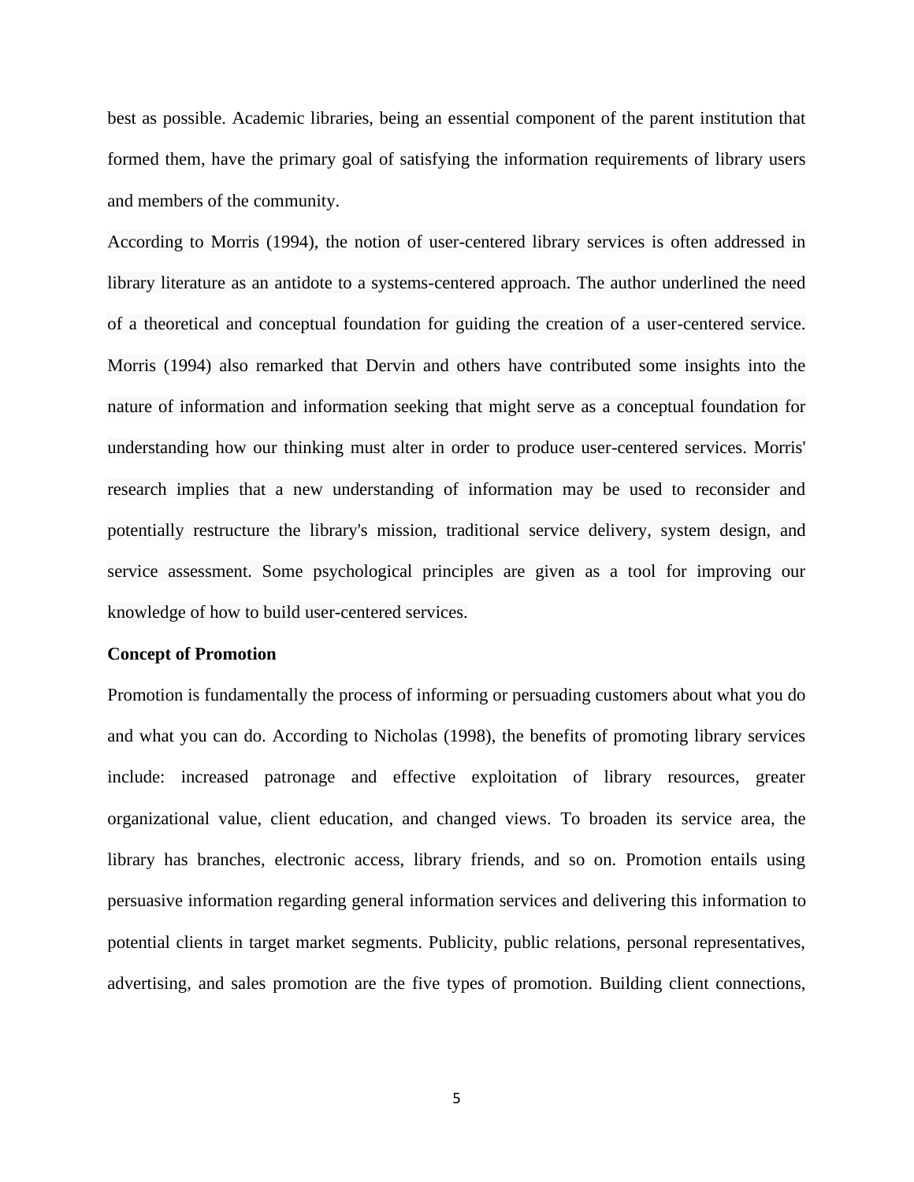best as possible. Academic libraries, being an essential component of the parent institution that formed them, have the primary goal of satisfying the information requirements of library users and members of the community.

According to Morris (1994), the notion of user-centered library services is often addressed in library literature as an antidote to a systems-centered approach. The author underlined the need of a theoretical and conceptual foundation for guiding the creation of a user-centered service. Morris (1994) also remarked that Dervin and others have contributed some insights into the nature of information and information seeking that might serve as a conceptual foundation for understanding how our thinking must alter in order to produce user-centered services. Morris' research implies that a new understanding of information may be used to reconsider and potentially restructure the library's mission, traditional service delivery, system design, and service assessment. Some psychological principles are given as a tool for improving our knowledge of how to build user-centered services.

**Concept of Promotion**

Promotion is fundamentally the process of informing or persuading customers about what you do and what you can do. According to Nicholas (1998), the benefits of promoting library services include: increased patronage and effective exploitation of library resources, greater organizational value, client education, and changed views. To broaden its service area, the library has branches, electronic access, library friends, and so on. Promotion entails using persuasive information regarding general information services and delivering this information to potential clients in target market segments. Publicity, public relations, personal representatives, advertising, and sales promotion are the five types of promotion. Building client connections,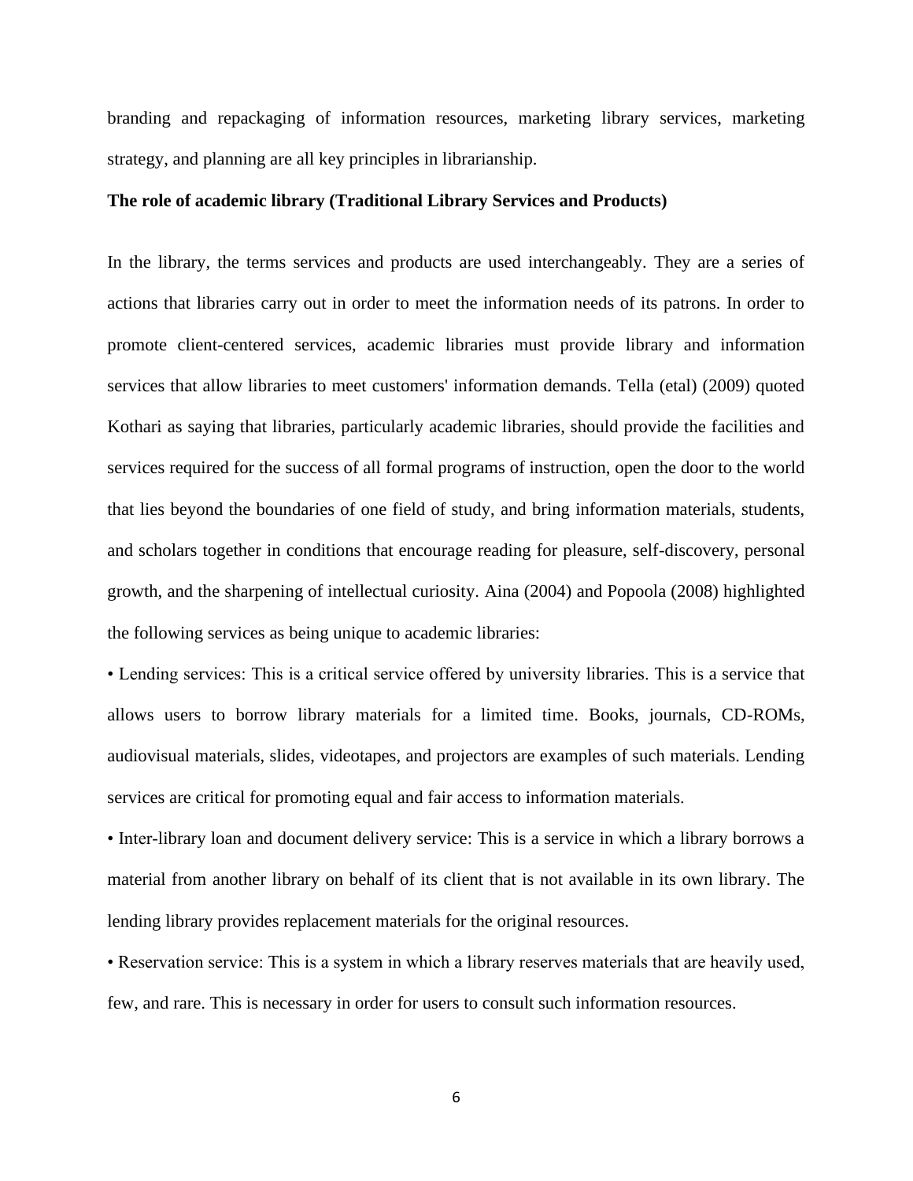branding and repackaging of information resources, marketing library services, marketing strategy, and planning are all key principles in librarianship.

**The role of academic library (Traditional Library Services and Products)**

In the library, the terms services and products are used interchangeably. They are a series of actions that libraries carry out in order to meet the information needs of its patrons. In order to promote client-centered services, academic libraries must provide library and information services that allow libraries to meet customers' information demands. Tella (etal) (2009) quoted Kothari as saying that libraries, particularly academic libraries, should provide the facilities and services required for the success of all formal programs of instruction, open the door to the world that lies beyond the boundaries of one field of study, and bring information materials, students, and scholars together in conditions that encourage reading for pleasure, self-discovery, personal growth, and the sharpening of intellectual curiosity. Aina (2004) and Popoola (2008) highlighted the following services as being unique to academic libraries:

- Lending services: This is a critical service offered by university libraries. This is a service that allows users to borrow library materials for a limited time. Books, journals, CD-ROMs, audiovisual materials, slides, videotapes, and projectors are examples of such materials. Lending services are critical for promoting equal and fair access to information materials.
- Inter-library loan and document delivery service: This is a service in which a library borrows a material from another library on behalf of its client that is not available in its own library. The lending library provides replacement materials for the original resources.
- Reservation service: This is a system in which a library reserves materials that are heavily used, few, and rare. This is necessary in order for users to consult such information resources.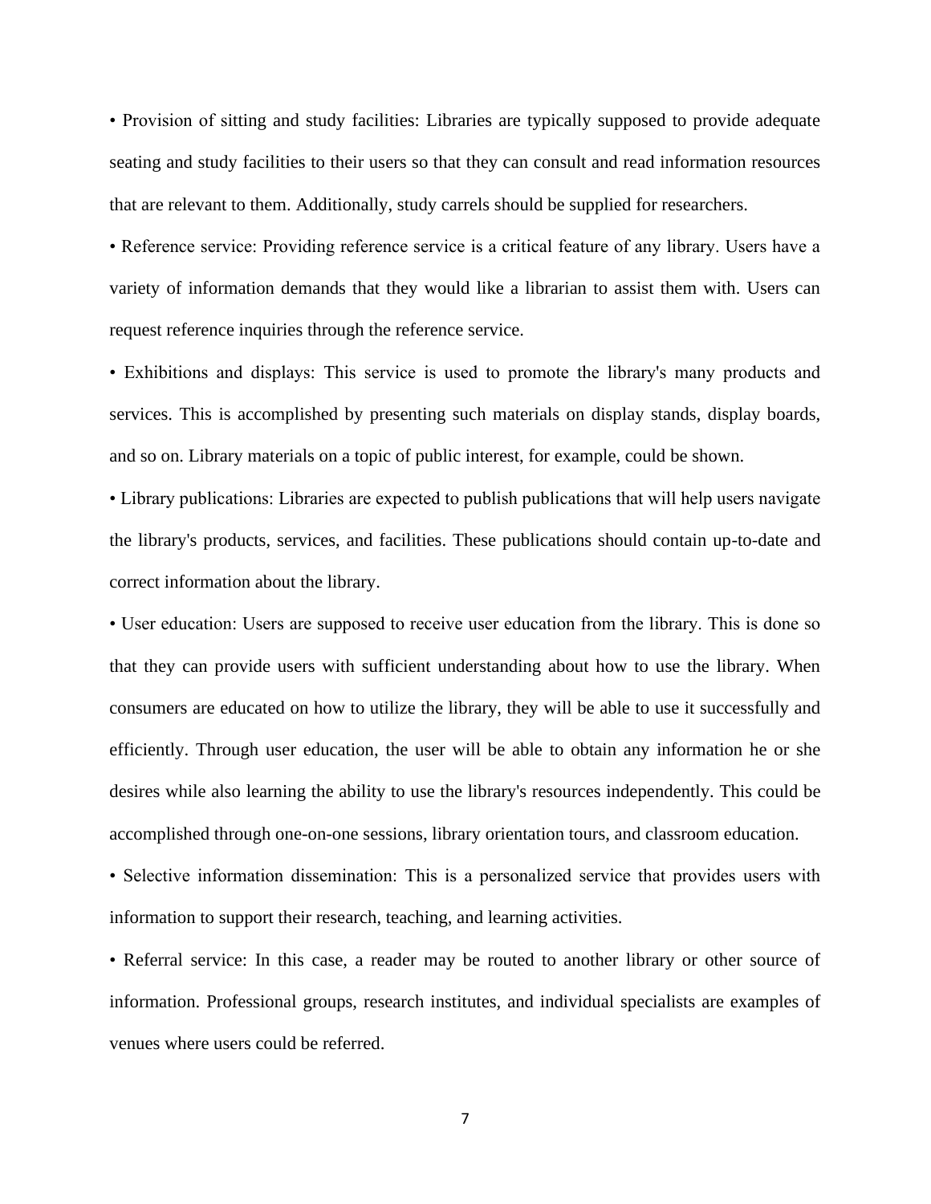- Provision of sitting and study facilities: Libraries are typically supposed to provide adequate seating and study facilities to their users so that they can consult and read information resources that are relevant to them. Additionally, study carrels should be supplied for researchers.
- Reference service: Providing reference service is a critical feature of any library. Users have a variety of information demands that they would like a librarian to assist them with. Users can request reference inquiries through the reference service.
- Exhibitions and displays: This service is used to promote the library's many products and services. This is accomplished by presenting such materials on display stands, display boards, and so on. Library materials on a topic of public interest, for example, could be shown.
- Library publications: Libraries are expected to publish publications that will help users navigate the library's products, services, and facilities. These publications should contain up-to-date and correct information about the library.
- User education: Users are supposed to receive user education from the library. This is done so that they can provide users with sufficient understanding about how to use the library. When consumers are educated on how to utilize the library, they will be able to use it successfully and efficiently. Through user education, the user will be able to obtain any information he or she desires while also learning the ability to use the library's resources independently. This could be accomplished through one-on-one sessions, library orientation tours, and classroom education.
- Selective information dissemination: This is a personalized service that provides users with information to support their research, teaching, and learning activities.
- Referral service: In this case, a reader may be routed to another library or other source of information. Professional groups, research institutes, and individual specialists are examples of venues where users could be referred.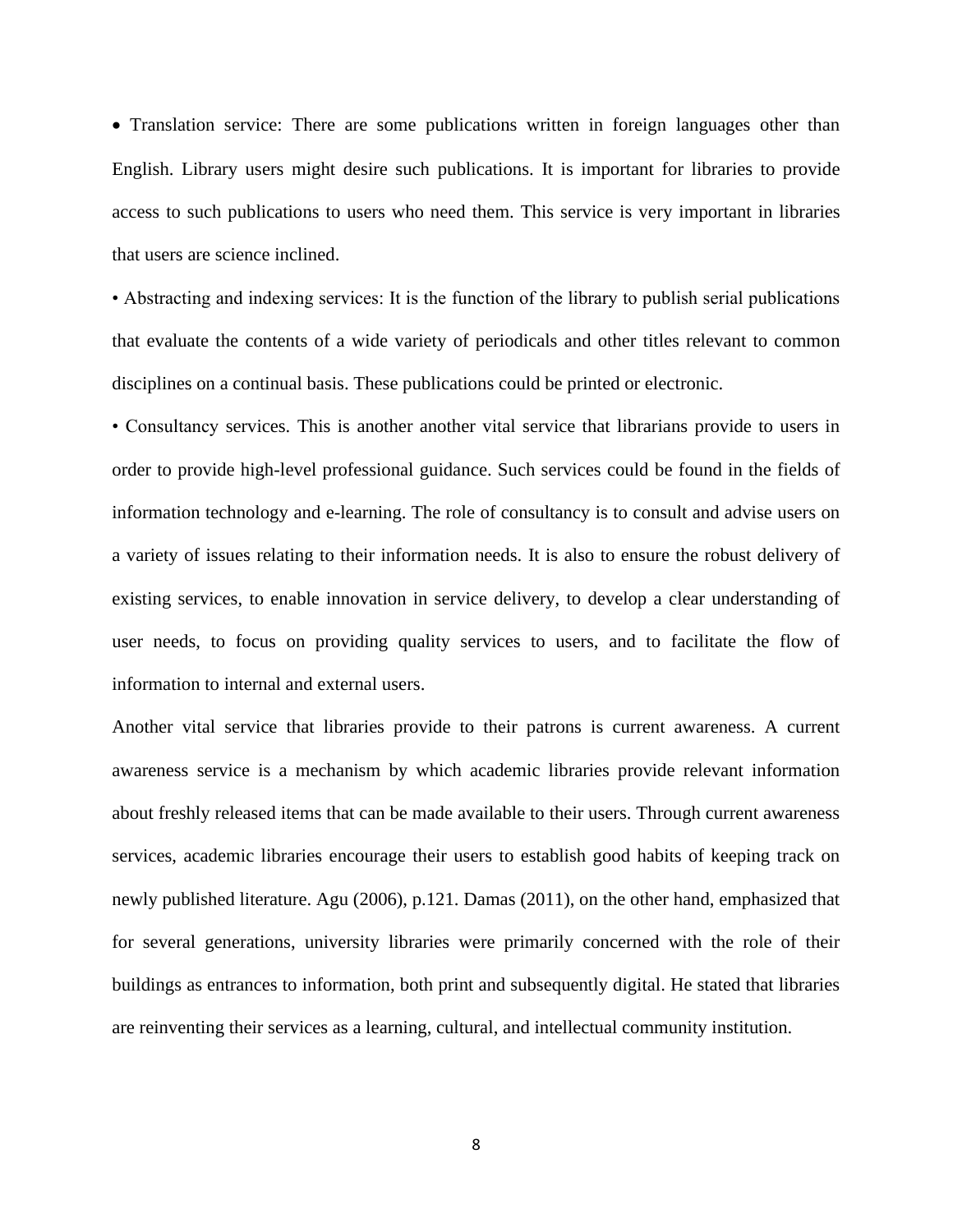- Translation service: There are some publications written in foreign languages other than English. Library users might desire such publications. It is important for libraries to provide access to such publications to users who need them. This service is very important in libraries that users are science inclined.

- Abstracting and indexing services: It is the function of the library to publish serial publications that evaluate the contents of a wide variety of periodicals and other titles relevant to common disciplines on a continual basis. These publications could be printed or electronic.

- Consultancy services. This is another another vital service that librarians provide to users in order to provide high-level professional guidance. Such services could be found in the fields of information technology and e-learning. The role of consultancy is to consult and advise users on a variety of issues relating to their information needs. It is also to ensure the robust delivery of existing services, to enable innovation in service delivery, to develop a clear understanding of user needs, to focus on providing quality services to users, and to facilitate the flow of information to internal and external users.

Another vital service that libraries provide to their patrons is current awareness. A current awareness service is a mechanism by which academic libraries provide relevant information about freshly released items that can be made available to their users. Through current awareness services, academic libraries encourage their users to establish good habits of keeping track on newly published literature. Agu (2006), p.121. Damas (2011), on the other hand, emphasized that for several generations, university libraries were primarily concerned with the role of their buildings as entrances to information, both print and subsequently digital. He stated that libraries are reinventing their services as a learning, cultural, and intellectual community institution.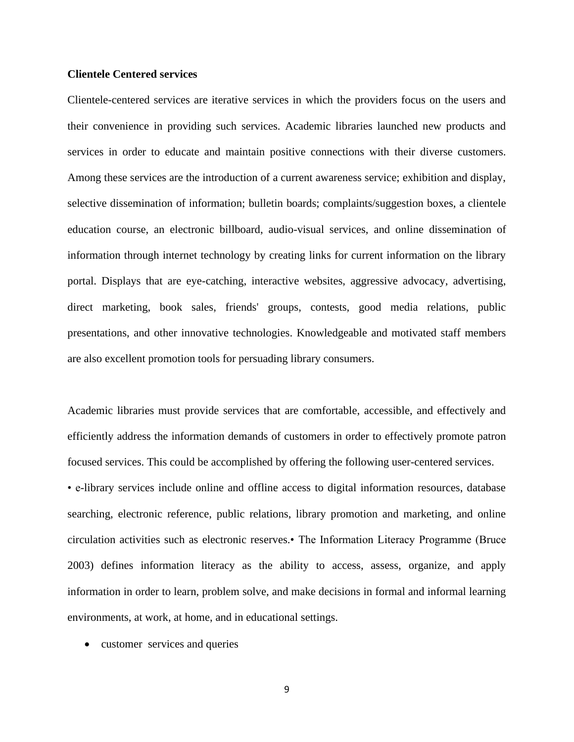**Clientele Centered services**

Clientele-centered services are iterative services in which the providers focus on the users and their convenience in providing such services. Academic libraries launched new products and services in order to educate and maintain positive connections with their diverse customers. Among these services are the introduction of a current awareness service; exhibition and display, selective dissemination of information; bulletin boards; complaints/suggestion boxes, a clientele education course, an electronic billboard, audio-visual services, and online dissemination of information through internet technology by creating links for current information on the library portal. Displays that are eye-catching, interactive websites, aggressive advocacy, advertising, direct marketing, book sales, friends' groups, contests, good media relations, public presentations, and other innovative technologies. Knowledgeable and motivated staff members are also excellent promotion tools for persuading library consumers.

Academic libraries must provide services that are comfortable, accessible, and effectively and efficiently address the information demands of customers in order to effectively promote patron focused services. This could be accomplished by offering the following user-centered services.

• e-library services include online and offline access to digital information resources, database searching, electronic reference, public relations, library promotion and marketing, and online circulation activities such as electronic reserves.• The Information Literacy Programme (Bruce 2003) defines information literacy as the ability to access, assess, organize, and apply information in order to learn, problem solve, and make decisions in formal and informal learning environments, at work, at home, and in educational settings.

- customer services and queries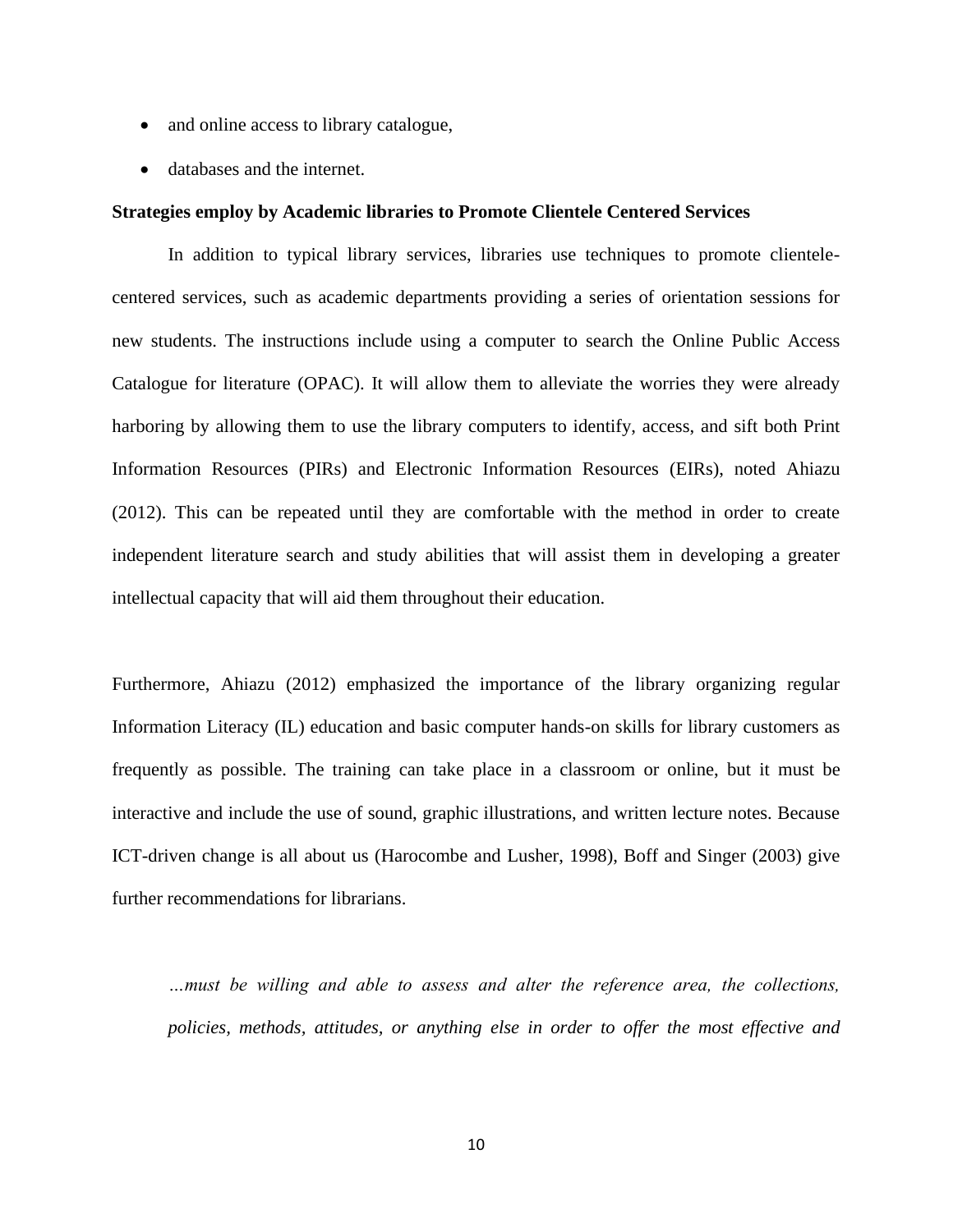- and online access to library catalogue,
- databases and the internet.

**Strategies employ by Academic libraries to Promote Clientele Centered Services**

In addition to typical library services, libraries use techniques to promote clientele-centered services, such as academic departments providing a series of orientation sessions for new students. The instructions include using a computer to search the Online Public Access Catalogue for literature (OPAC). It will allow them to alleviate the worries they were already harboring by allowing them to use the library computers to identify, access, and sift both Print Information Resources (PIRs) and Electronic Information Resources (EIRs), noted Ahiazu (2012). This can be repeated until they are comfortable with the method in order to create independent literature search and study abilities that will assist them in developing a greater intellectual capacity that will aid them throughout their education.

Furthermore, Ahiazu (2012) emphasized the importance of the library organizing regular Information Literacy (IL) education and basic computer hands-on skills for library customers as frequently as possible. The training can take place in a classroom or online, but it must be interactive and include the use of sound, graphic illustrations, and written lecture notes. Because ICT-driven change is all about us (Harocombe and Lusher, 1998), Boff and Singer (2003) give further recommendations for librarians.

> *…must be willing and able to assess and alter the reference area, the collections, policies, methods, attitudes, or anything else in order to offer the most effective and*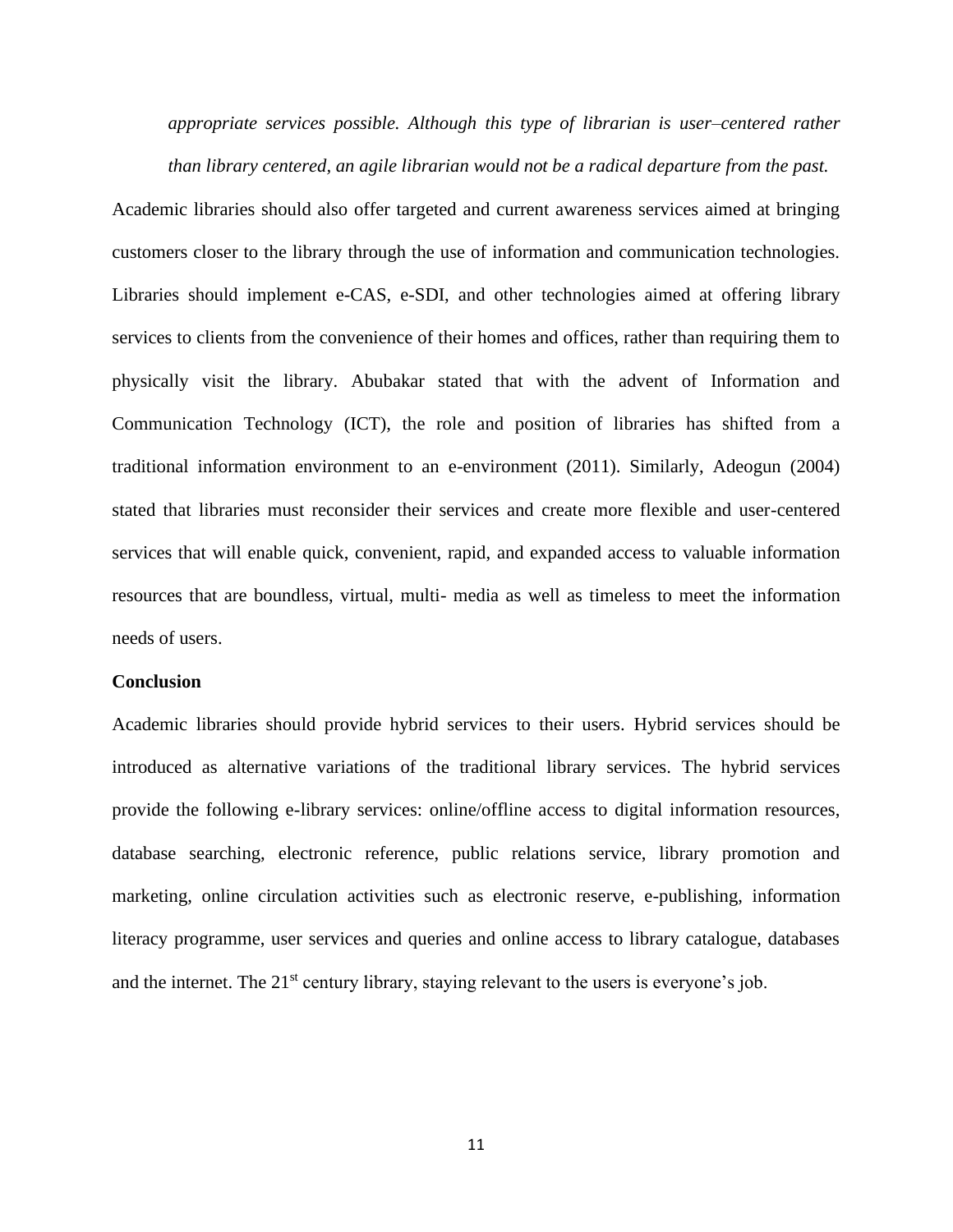*appropriate services possible. Although this type of librarian is user–centered rather than library centered, an agile librarian would not be a radical departure from the past.*

Academic libraries should also offer targeted and current awareness services aimed at bringing customers closer to the library through the use of information and communication technologies. Libraries should implement e-CAS, e-SDI, and other technologies aimed at offering library services to clients from the convenience of their homes and offices, rather than requiring them to physically visit the library. Abubakar stated that with the advent of Information and Communication Technology (ICT), the role and position of libraries has shifted from a traditional information environment to an e-environment (2011). Similarly, Adeogun (2004) stated that libraries must reconsider their services and create more flexible and user-centered services that will enable quick, convenient, rapid, and expanded access to valuable information resources that are boundless, virtual, multi- media as well as timeless to meet the information needs of users.

**Conclusion**

Academic libraries should provide hybrid services to their users. Hybrid services should be introduced as alternative variations of the traditional library services. The hybrid services provide the following e-library services: online/offline access to digital information resources, database searching, electronic reference, public relations service, library promotion and marketing, online circulation activities such as electronic reserve, e-publishing, information literacy programme, user services and queries and online access to library catalogue, databases and the internet. The 21st century library, staying relevant to the users is everyone's job.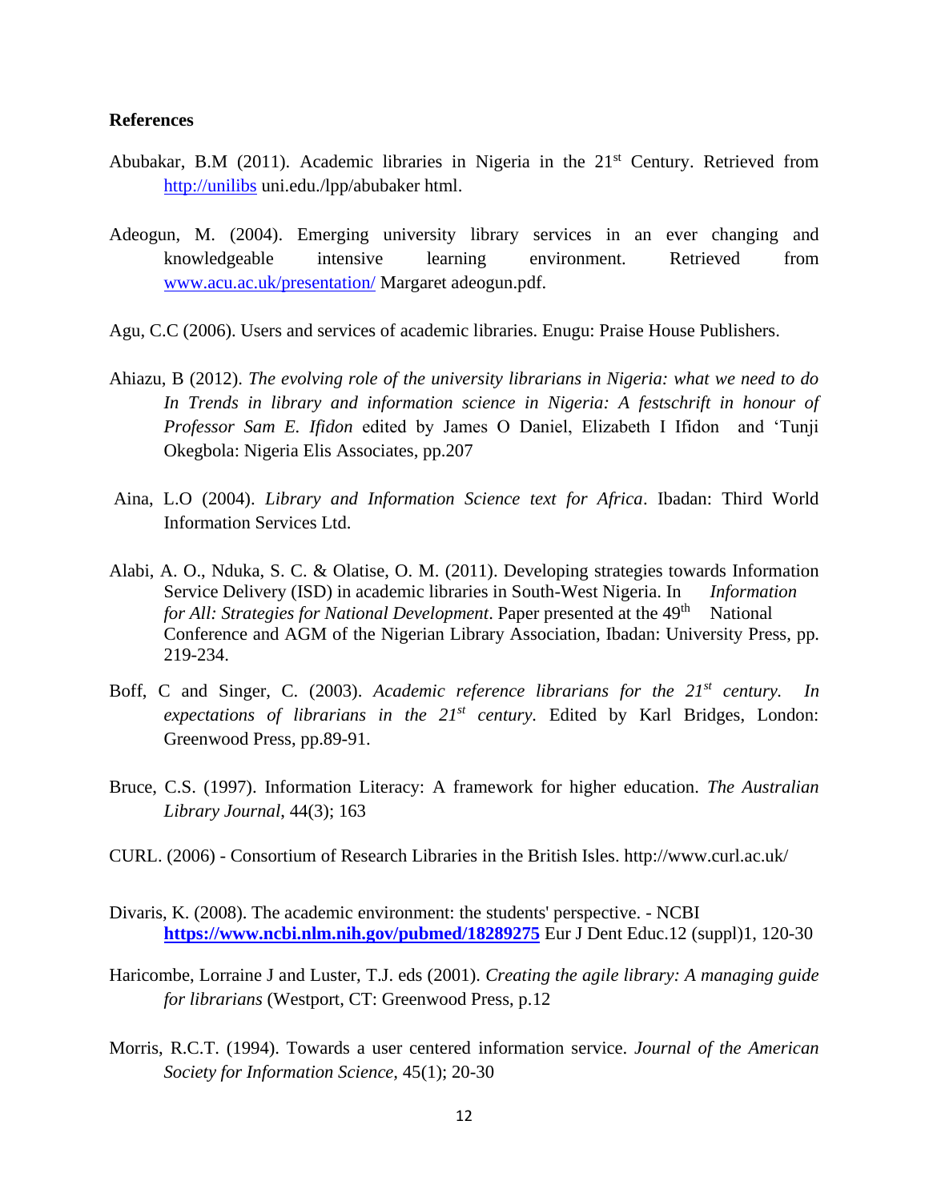**References**

Abubakar, B.M (2011). Academic libraries in Nigeria in the 21st Century. Retrieved from http://unilibs uni.edu./lpp/abubaker html.

Adeogun, M. (2004). Emerging university library services in an ever changing and knowledgeable intensive learning environment. Retrieved from www.acu.ac.uk/presentation/ Margaret adeogun.pdf.

Agu, C.C (2006). Users and services of academic libraries. Enugu: Praise House Publishers.

Ahiazu, B (2012). *The evolving role of the university librarians in Nigeria: what we need to do In Trends in library and information science in Nigeria: A festschrift in honour of Professor Sam E. Ifidon* edited by James O Daniel, Elizabeth I Ifidon and 'Tunji Okegbola: Nigeria Elis Associates, pp.207

Aina, L.O (2004). *Library and Information Science text for Africa*. Ibadan: Third World Information Services Ltd.

Alabi, A. O., Nduka, S. C. & Olatise, O. M. (2011). Developing strategies towards Information Service Delivery (ISD) in academic libraries in South-West Nigeria. In *Information for All: Strategies for National Development*. Paper presented at the 49th National Conference and AGM of the Nigerian Library Association, Ibadan: University Press, pp. 219-234.

Boff, C and Singer, C. (2003). *Academic reference librarians for the 21st century. In expectations of librarians in the 21st century.* Edited by Karl Bridges, London: Greenwood Press, pp.89-91.

Bruce, C.S. (1997). Information Literacy: A framework for higher education. *The Australian Library Journal*, 44(3); 163

CURL. (2006) - Consortium of Research Libraries in the British Isles. http://www.curl.ac.uk/

Divaris, K. (2008). The academic environment: the students' perspective. - NCBI **https://www.ncbi.nlm.nih.gov/pubmed/18289275** Eur J Dent Educ.12 (suppl)1, 120-30

Haricombe, Lorraine J and Luster, T.J. eds (2001). *Creating the agile library: A managing guide for librarians* (Westport, CT: Greenwood Press, p.12

Morris, R.C.T. (1994). Towards a user centered information service. *Journal of the American Society for Information Science,* 45(1); 20-30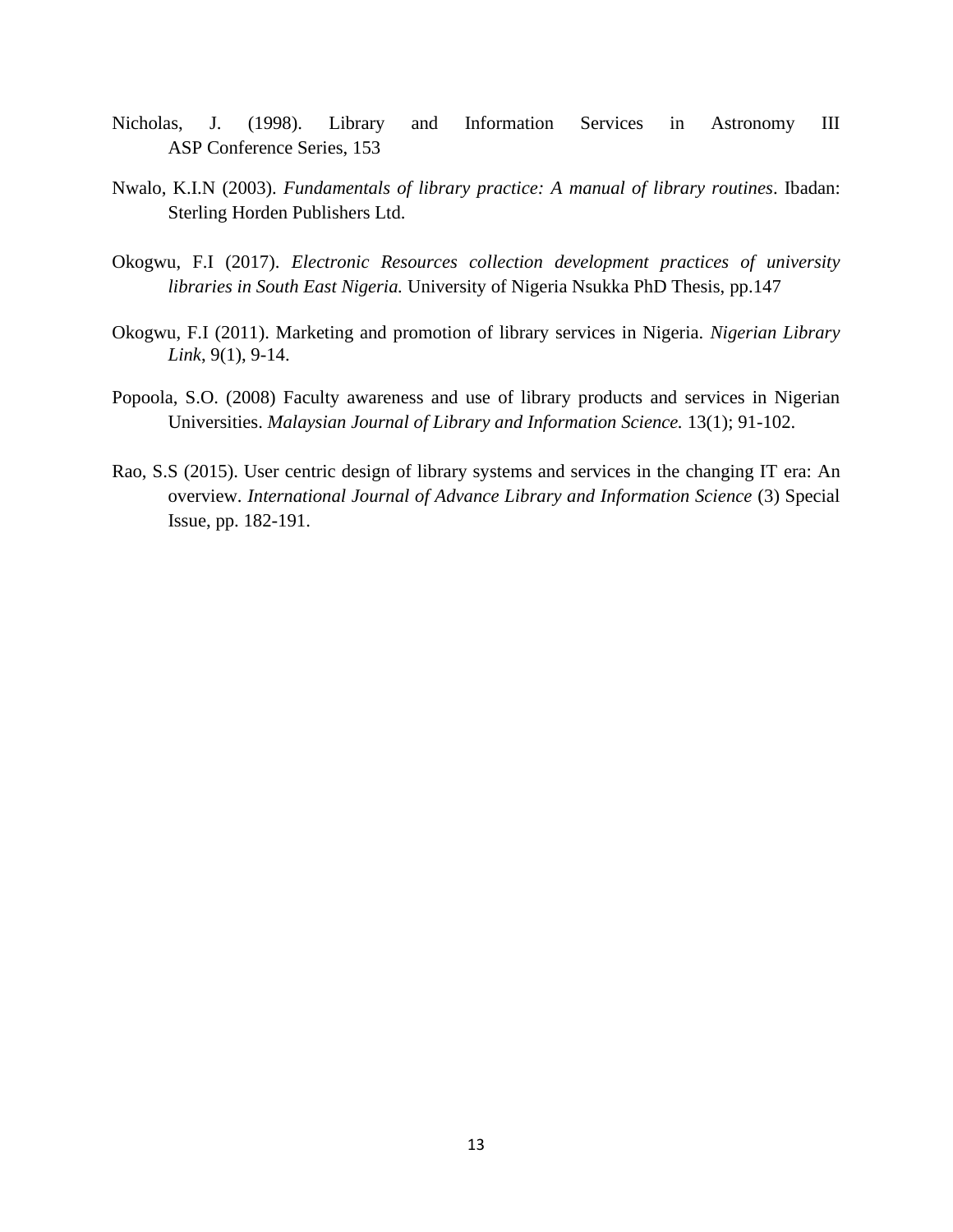Nicholas, J. (1998). Library and Information Services in Astronomy III ASP Conference Series, 153

Nwalo, K.I.N (2003). *Fundamentals of library practice: A manual of library routines*. Ibadan: Sterling Horden Publishers Ltd.

Okogwu, F.I (2017). *Electronic Resources collection development practices of university libraries in South East Nigeria.* University of Nigeria Nsukka PhD Thesis, pp.147

Okogwu, F.I (2011). Marketing and promotion of library services in Nigeria. *Nigerian Library Link*, 9(1), 9-14.

Popoola, S.O. (2008) Faculty awareness and use of library products and services in Nigerian Universities. *Malaysian Journal of Library and Information Science.* 13(1); 91-102.

Rao, S.S (2015). User centric design of library systems and services in the changing IT era: An overview. *International Journal of Advance Library and Information Science* (3) Special Issue, pp. 182-191.